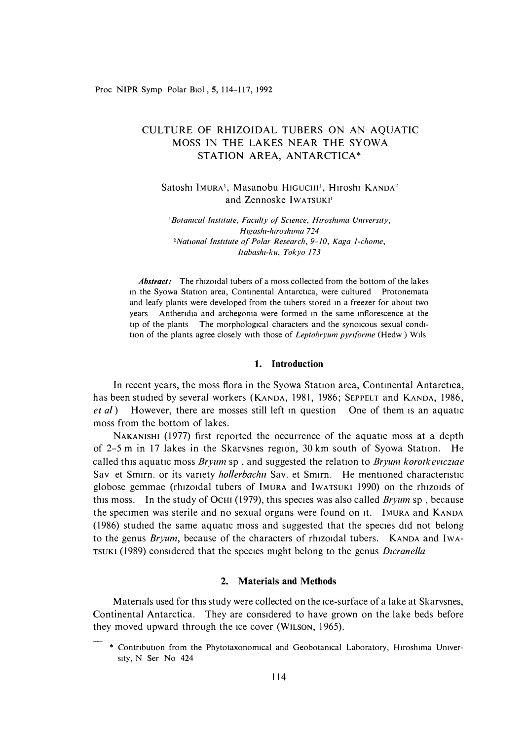# CULTURE OF RHIZOIDAL TUBERS ON AN AQUATIC MOSS IN THE LAKES NEAR THE SYOWA STATION AREA, ANTARCTICA*

Satoshi IMURA[1], Masanobu HIGUCHI[1], Hiroshi KANDA[2] and Zennoske IWATSUKI[1]

[1]*Botanical Institute, Faculty of Science, Hiroshima University, Higashi-hiroshima 724*

[2]*National Institute of Polar Research, 9-10, Kaga 1-chome, Itabashi-ku, Tokyo 173*

***Abstract:*** The rhizoidal tubers of a moss collected from the bottom of the lakes in the Syowa Station area, Continental Antarctica, were cultured. Protonemata and leafy plants were developed from the tubers stored in a freezer for about two years. Antheridia and archegonia were formed in the same inflorescence at the tip of the plants. The morphological characters and the synoicous sexual condition of the plants agree closely with those of *Leptobryum pyriforme* (Hedw.) Wils.

## 1. Introduction

In recent years, the moss flora in the Syowa Station area, Continental Antarctica, has been studied by several workers (KANDA, 1981, 1986; SEPPELT and KANDA, 1986, *et al.*). However, there are mosses still left in question. One of them is an aquatic moss from the bottom of lakes.

NAKANISHI (1977) first reported the occurrence of the aquatic moss at a depth of 2–5 m in 17 lakes in the Skarvsnes region, 30 km south of Syowa Station. He called this aquatic moss *Bryum* sp., and suggested the relation to *Bryum korotkeviczciae* Sav. et Smirn. or its variety *hollerbachii* Sav. et Smirn. He mentioned characteristic globose gemmae (rhizoidal tubers of IMURA and IWATSUKI 1990) on the rhizoids of this moss. In the study of OCHI (1979), this species was also called *Bryum* sp., because the specimen was sterile and no sexual organs were found on it. IMURA and KANDA (1986) studied the same aquatic moss and suggested that the species did not belong to the genus *Bryum*, because of the characters of rhizoidal tubers. KANDA and IWATSUKI (1989) considered that the species might belong to the genus *Dicranella*.

## 2. Materials and Methods

Materials used for this study were collected on the ice-surface of a lake at Skarvsnes, Continental Antarctica. They are considered to have grown on the lake beds before they moved upward through the ice cover (WILSON, 1965).

---

\* Contribution from the Phytotaxonomical and Geobotanical Laboratory, Hiroshima University, N. Ser. No. 424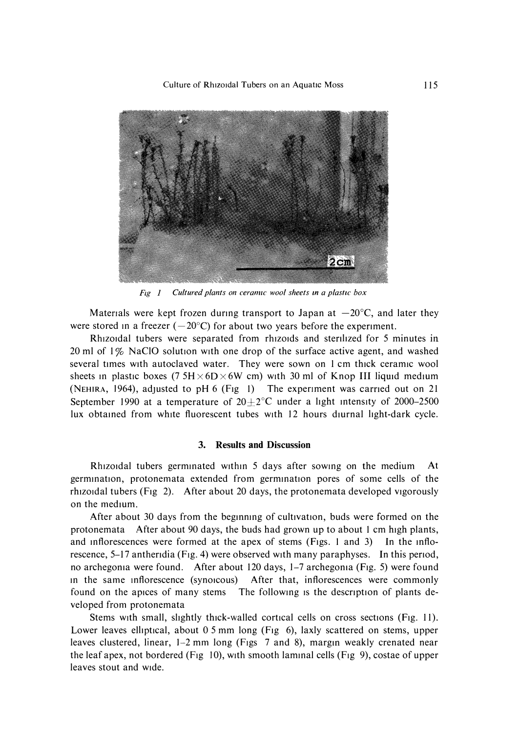*Fig 1 Cultured plants on ceramic wool sheets in a plastic box*

Materials were kept frozen during transport to Japan at −20°C, and later they were stored in a freezer (−20°C) for about two years before the experiment.

Rhizoidal tubers were separated from rhizoids and sterilized for 5 minutes in 20 ml of 1% NaClO solution with one drop of the surface active agent, and washed several times with autoclaved water. They were sown on 1 cm thick ceramic wool sheets in plastic boxes (7.5H×6D×6W cm) with 30 ml of Knop III liquid medium (NEHIRA, 1964), adjusted to pH 6 (Fig 1) The experiment was carried out on 21 September 1990 at a temperature of 20±2°C under a light intensity of 2000–2500 lux obtained from white fluorescent tubes with 12 hours diurnal light-dark cycle.

## 3. Results and Discussion

Rhizoidal tubers germinated within 5 days after sowing on the medium At germination, protonemata extended from germination pores of some cells of the rhizoidal tubers (Fig 2). After about 20 days, the protonemata developed vigorously on the medium.

After about 30 days from the beginning of cultivation, buds were formed on the protonemata After about 90 days, the buds had grown up to about 1 cm high plants, and inflorescences were formed at the apex of stems (Figs. 1 and 3) In the inflorescence, 5–17 antheridia (Fig. 4) were observed with many paraphyses. In this period, no archegonia were found. After about 120 days, 1–7 archegonia (Fig. 5) were found in the same inflorescence (synoicous) After that, inflorescences were commonly found on the apices of many stems The following is the description of plants developed from protonemata

Stems with small, slightly thick-walled cortical cells on cross sections (Fig. 11). Lower leaves elliptical, about 0.5 mm long (Fig 6), laxly scattered on stems, upper leaves clustered, linear, 1–2 mm long (Figs 7 and 8), margin weakly crenated near the leaf apex, not bordered (Fig 10), with smooth laminal cells (Fig 9), costae of upper leaves stout and wide.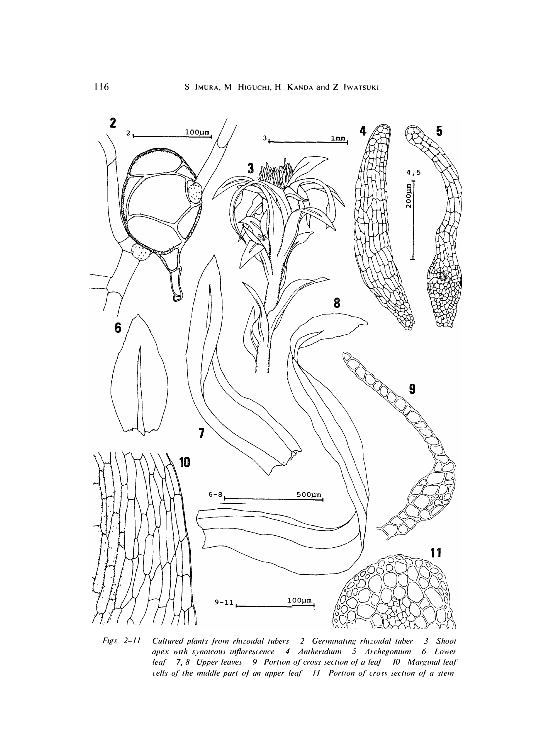Figs 2–11 Cultured plants from rhizoidal tubers 2 Germinating rhizoidal tuber 3 Shoot apex with synoicous inflorescence 4 Antheridium 5 Archegonium 6 Lower leaf 7, 8 Upper leaves 9 Portion of cross section of a leaf 10 Marginal leaf cells of the middle part of an upper leaf 11 Portion of cross section of a stem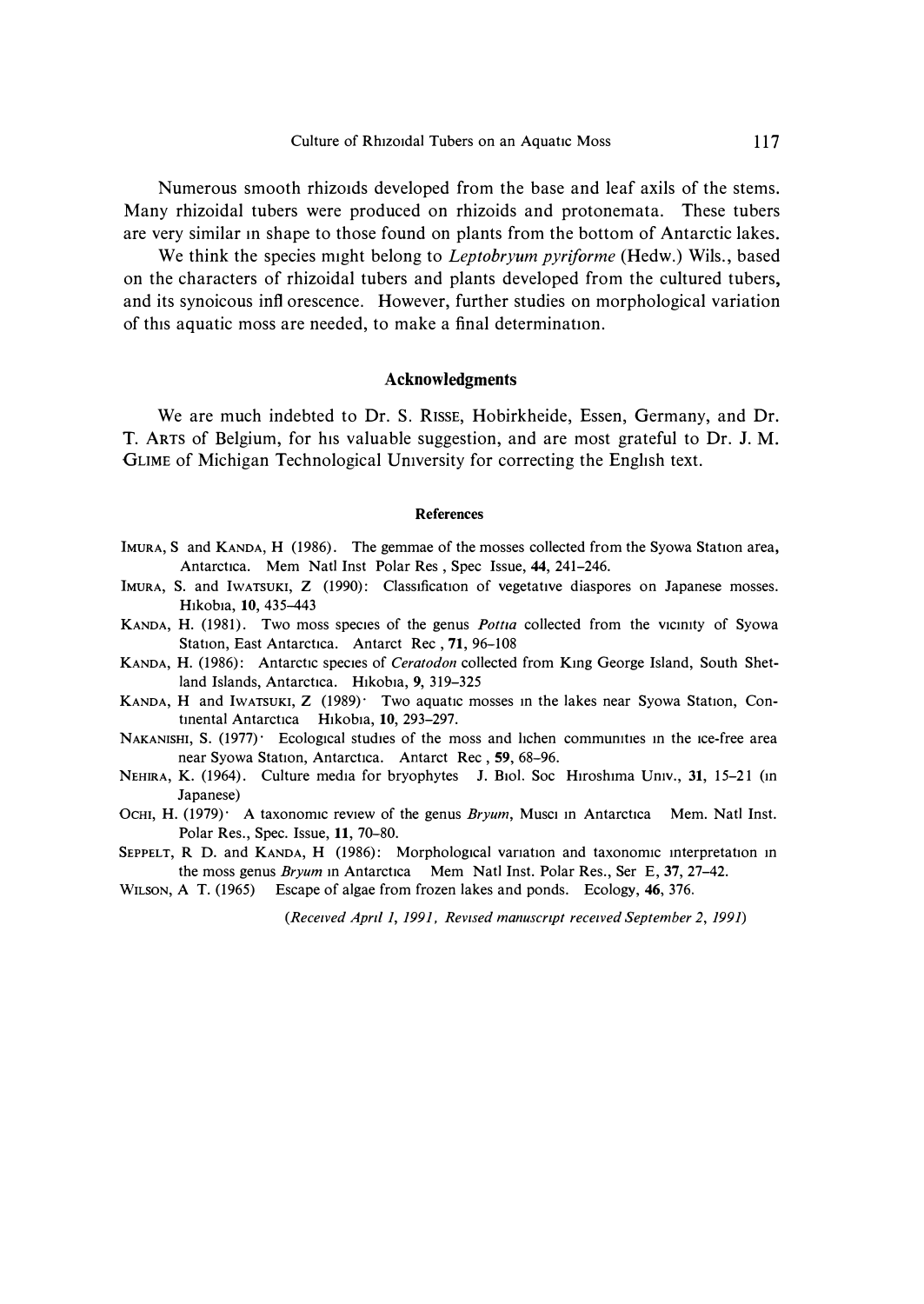Numerous smooth rhizoids developed from the base and leaf axils of the stems. Many rhizoidal tubers were produced on rhizoids and protonemata. These tubers are very similar in shape to those found on plants from the bottom of Antarctic lakes.

We think the species might belong to *Leptobryum pyriforme* (Hedw.) Wils., based on the characters of rhizoidal tubers and plants developed from the cultured tubers, and its synoicous infl orescence. However, further studies on morphological variation of this aquatic moss are needed, to make a final determination.

## Acknowledgments

We are much indebted to Dr. S. RISSE, Hobirkheide, Essen, Germany, and Dr. T. ARTS of Belgium, for his valuable suggestion, and are most grateful to Dr. J. M. GLIME of Michigan Technological University for correcting the English text.

### References

IMURA, S and KANDA, H (1986). The gemmae of the mosses collected from the Syowa Station area, Antarctica. Mem Natl Inst Polar Res , Spec Issue, **44**, 241–246.

IMURA, S. and IWATSUKI, Z (1990): Classification of vegetative diaspores on Japanese mosses. Hikobia, **10**, 435–443

KANDA, H. (1981). Two moss species of the genus *Pottia* collected from the vicinity of Syowa Station, East Antarctica. Antarct Rec , **71**, 96–108

KANDA, H. (1986): Antarctic species of *Ceratodon* collected from King George Island, South Shetland Islands, Antarctica. Hikobia, **9**, 319–325

KANDA, H and IWATSUKI, Z (1989): Two aquatic mosses in the lakes near Syowa Station, Continental Antarctica Hikobia, **10**, 293–297.

NAKANISHI, S. (1977): Ecological studies of the moss and lichen communities in the ice-free area near Syowa Station, Antarctica. Antarct Rec , **59**, 68–96.

NEHIRA, K. (1964). Culture media for bryophytes J. Biol. Soc Hiroshima Univ., **31**, 15–21 (in Japanese)

OCHI, H. (1979): A taxonomic review of the genus *Bryum*, Musci in Antarctica Mem. Natl Inst. Polar Res., Spec. Issue, **11**, 70–80.

SEPPELT, R D. and KANDA, H (1986): Morphological variation and taxonomic interpretation in the moss genus *Bryum* in Antarctica Mem Natl Inst. Polar Res., Ser E, **37**, 27–42.

WILSON, A T. (1965) Escape of algae from frozen lakes and ponds. Ecology, **46**, 376.

*(Received April 1, 1991, Revised manuscript received September 2, 1991)*